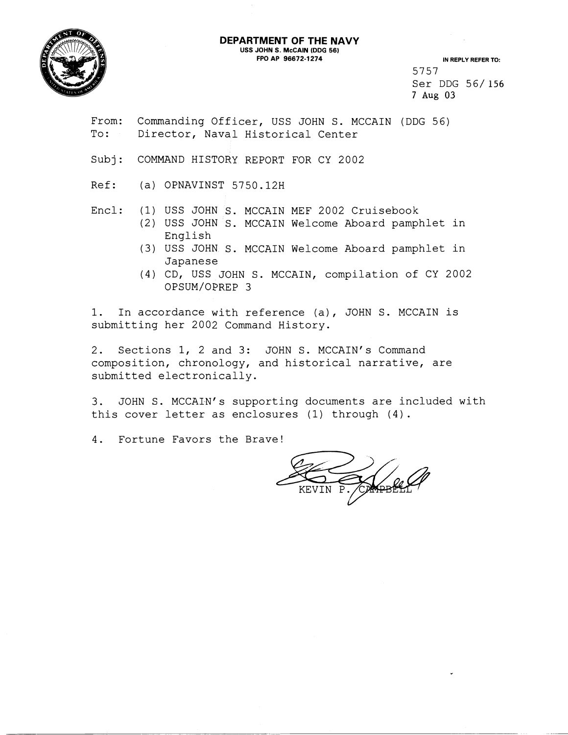**DEPARTMENT OF THE NAVY**
USS JOHN S. McCAIN (DDG 56)
FPO AP 96672-1274

IN REPLY REFER TO:
5757
Ser DDG 56/156
7 Aug 03

From: Commanding Officer, USS JOHN S. MCCAIN (DDG 56)
To: Director, Naval Historical Center

Subj: COMMAND HISTORY REPORT FOR CY 2002

Ref: (a) OPNAVINST 5750.12H

Encl: (1) USS JOHN S. MCCAIN MEF 2002 Cruisebook
(2) USS JOHN S. MCCAIN Welcome Aboard pamphlet in English
(3) USS JOHN S. MCCAIN Welcome Aboard pamphlet in Japanese
(4) CD, USS JOHN S. MCCAIN, compilation of CY 2002 OPSUM/OPREP 3

1. In accordance with reference (a), JOHN S. MCCAIN is submitting her 2002 Command History.

2. Sections 1, 2 and 3: JOHN S. MCCAIN's Command composition, chronology, and historical narrative, are submitted electronically.

3. JOHN S. MCCAIN's supporting documents are included with this cover letter as enclosures (1) through (4).

4. Fortune Favors the Brave!

KEVIN P. CAMPBELL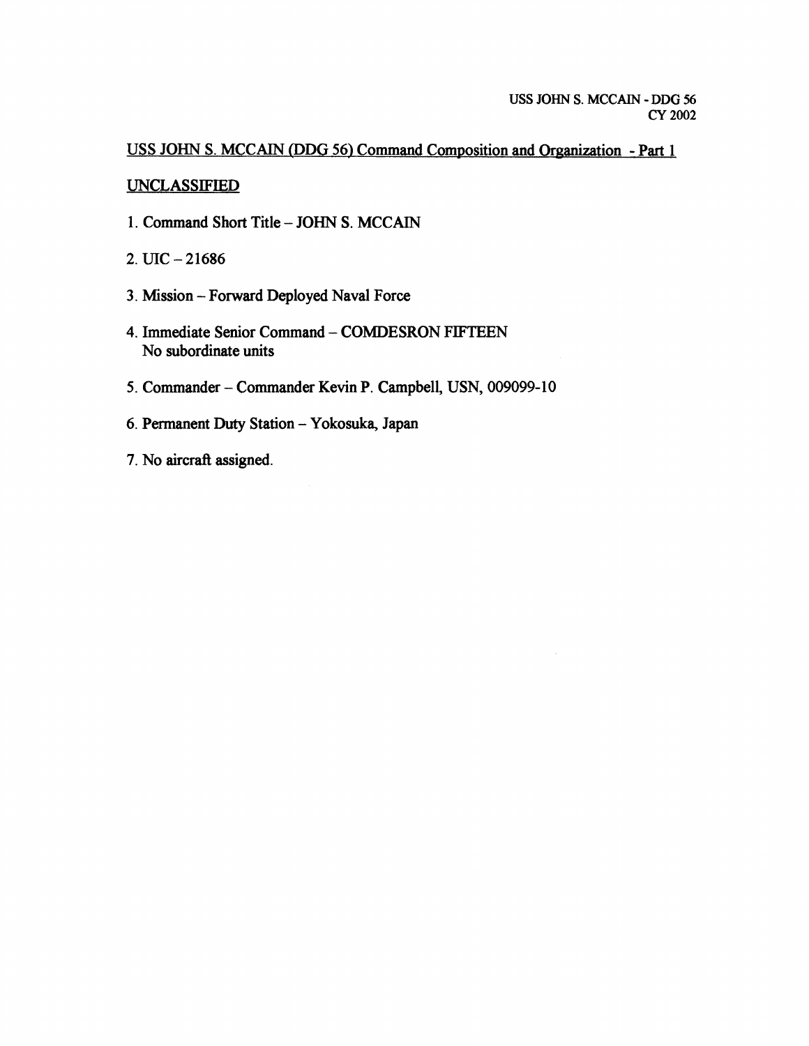USS JOHN S. MCCAIN - DDG 56
CY 2002

## USS JOHN S. MCCAIN (DDG 56) Command Composition and Organization - Part 1

**UNCLASSIFIED**

1. Command Short Title – JOHN S. MCCAIN

2. UIC – 21686

3. Mission – Forward Deployed Naval Force

4. Immediate Senior Command – COMDESRON FIFTEEN
   No subordinate units

5. Commander – Commander Kevin P. Campbell, USN, 009099-10

6. Permanent Duty Station – Yokosuka, Japan

7. No aircraft assigned.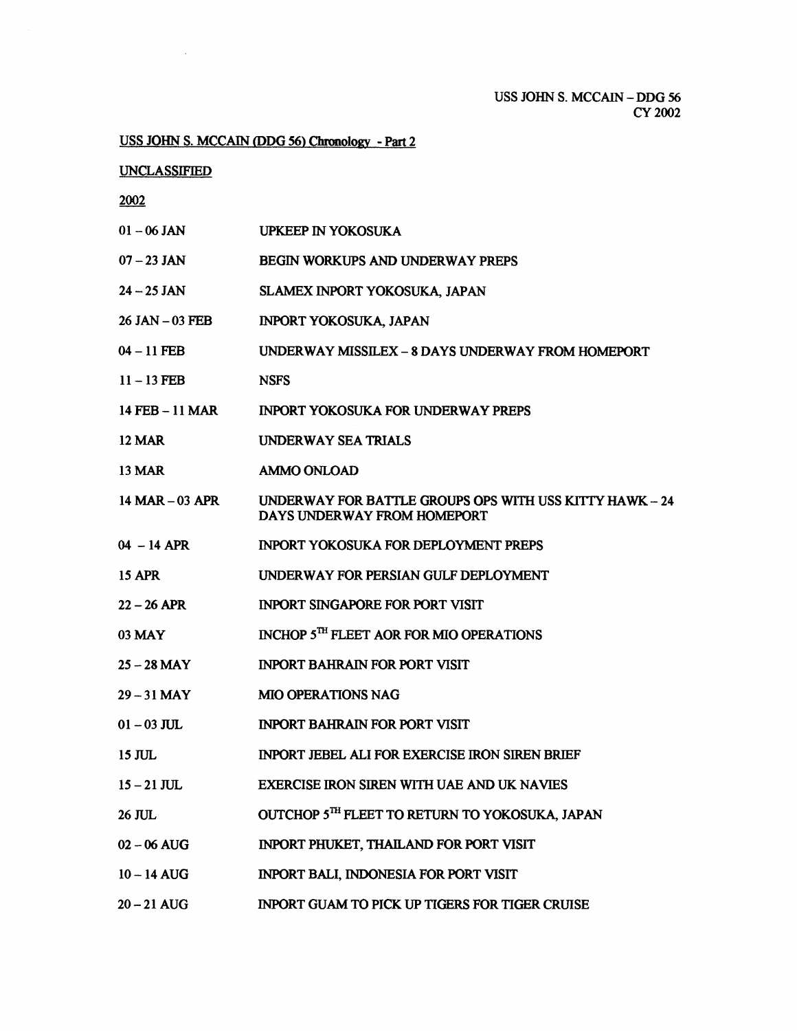USS JOHN S. MCCAIN – DDG 56
CY 2002

USS JOHN S. MCCAIN (DDG 56) Chronology - Part 2

UNCLASSIFIED

2002

| | |
|---|---|
| 01 – 06 JAN | UPKEEP IN YOKOSUKA |
| 07 – 23 JAN | BEGIN WORKUPS AND UNDERWAY PREPS |
| 24 – 25 JAN | SLAMEX INPORT YOKOSUKA, JAPAN |
| 26 JAN – 03 FEB | INPORT YOKOSUKA, JAPAN |
| 04 – 11 FEB | UNDERWAY MISSILEX – 8 DAYS UNDERWAY FROM HOMEPORT |
| 11 – 13 FEB | NSFS |
| 14 FEB – 11 MAR | INPORT YOKOSUKA FOR UNDERWAY PREPS |
| 12 MAR | UNDERWAY SEA TRIALS |
| 13 MAR | AMMO ONLOAD |
| 14 MAR – 03 APR | UNDERWAY FOR BATTLE GROUPS OPS WITH USS KITTY HAWK – 24 DAYS UNDERWAY FROM HOMEPORT |
| 04 – 14 APR | INPORT YOKOSUKA FOR DEPLOYMENT PREPS |
| 15 APR | UNDERWAY FOR PERSIAN GULF DEPLOYMENT |
| 22 – 26 APR | INPORT SINGAPORE FOR PORT VISIT |
| 03 MAY | INCHOP 5TH FLEET AOR FOR MIO OPERATIONS |
| 25 – 28 MAY | INPORT BAHRAIN FOR PORT VISIT |
| 29 – 31 MAY | MIO OPERATIONS NAG |
| 01 – 03 JUL | INPORT BAHRAIN FOR PORT VISIT |
| 15 JUL | INPORT JEBEL ALI FOR EXERCISE IRON SIREN BRIEF |
| 15 – 21 JUL | EXERCISE IRON SIREN WITH UAE AND UK NAVIES |
| 26 JUL | OUTCHOP 5TH FLEET TO RETURN TO YOKOSUKA, JAPAN |
| 02 – 06 AUG | INPORT PHUKET, THAILAND FOR PORT VISIT |
| 10 – 14 AUG | INPORT BALI, INDONESIA FOR PORT VISIT |
| 20 – 21 AUG | INPORT GUAM TO PICK UP TIGERS FOR TIGER CRUISE |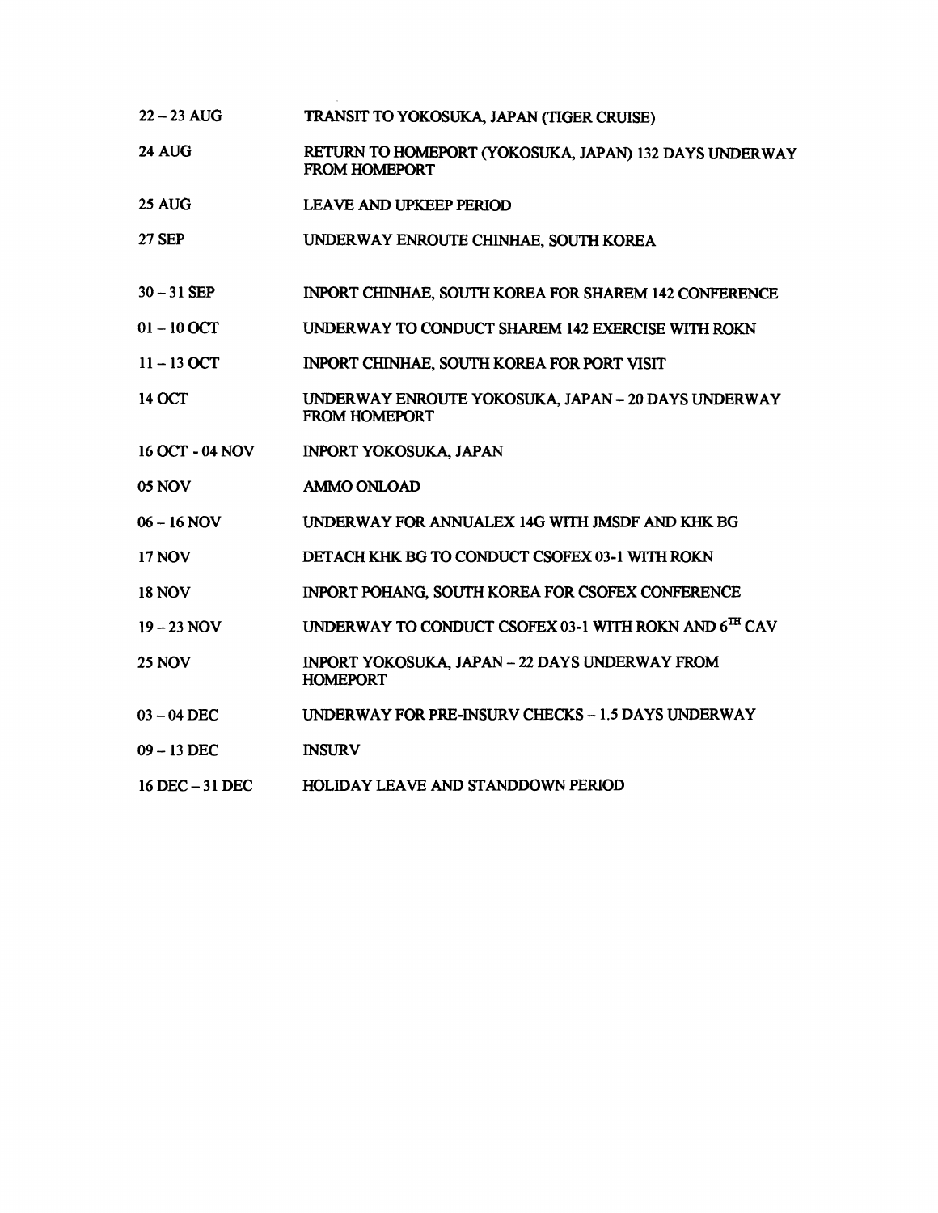| | |
|---|---|
| 22 – 23 AUG | TRANSIT TO YOKOSUKA, JAPAN (TIGER CRUISE) |
| 24 AUG | RETURN TO HOMEPORT (YOKOSUKA, JAPAN) 132 DAYS UNDERWAY FROM HOMEPORT |
| 25 AUG | LEAVE AND UPKEEP PERIOD |
| 27 SEP | UNDERWAY ENROUTE CHINHAE, SOUTH KOREA |
| 30 – 31 SEP | INPORT CHINHAE, SOUTH KOREA FOR SHAREM 142 CONFERENCE |
| 01 – 10 OCT | UNDERWAY TO CONDUCT SHAREM 142 EXERCISE WITH ROKN |
| 11 – 13 OCT | INPORT CHINHAE, SOUTH KOREA FOR PORT VISIT |
| 14 OCT | UNDERWAY ENROUTE YOKOSUKA, JAPAN – 20 DAYS UNDERWAY FROM HOMEPORT |
| 16 OCT - 04 NOV | INPORT YOKOSUKA, JAPAN |
| 05 NOV | AMMO ONLOAD |
| 06 – 16 NOV | UNDERWAY FOR ANNUALEX 14G WITH JMSDF AND KHK BG |
| 17 NOV | DETACH KHK BG TO CONDUCT CSOFEX 03-1 WITH ROKN |
| 18 NOV | INPORT POHANG, SOUTH KOREA FOR CSOFEX CONFERENCE |
| 19 – 23 NOV | UNDERWAY TO CONDUCT CSOFEX 03-1 WITH ROKN AND 6TH CAV |
| 25 NOV | INPORT YOKOSUKA, JAPAN – 22 DAYS UNDERWAY FROM HOMEPORT |
| 03 – 04 DEC | UNDERWAY FOR PRE-INSURV CHECKS – 1.5 DAYS UNDERWAY |
| 09 – 13 DEC | INSURV |
| 16 DEC – 31 DEC | HOLIDAY LEAVE AND STANDDOWN PERIOD |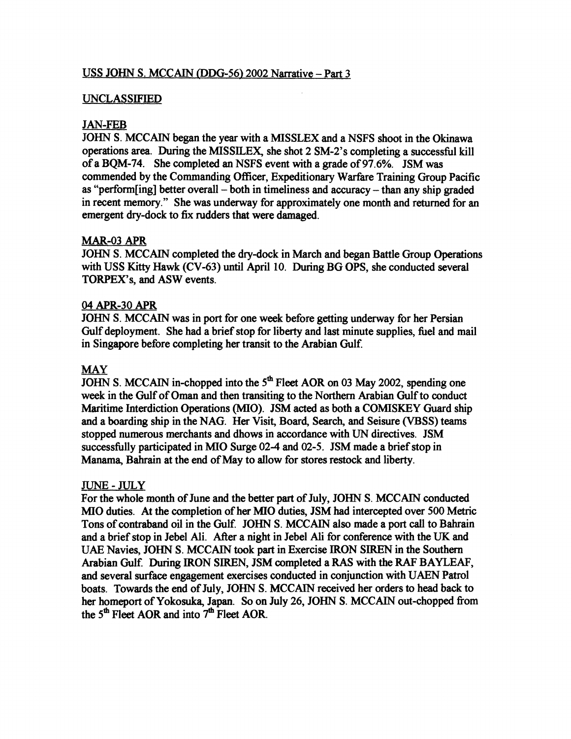## USS JOHN S. MCCAIN (DDG-56) 2002 Narrative – Part 3

UNCLASSIFIED

### JAN-FEB

JOHN S. MCCAIN began the year with a MISSLEX and a NSFS shoot in the Okinawa operations area. During the MISSILEX, she shot 2 SM-2's completing a successful kill of a BQM-74. She completed an NSFS event with a grade of 97.6%. JSM was commended by the Commanding Officer, Expeditionary Warfare Training Group Pacific as "perform[ing] better overall – both in timeliness and accuracy – than any ship graded in recent memory." She was underway for approximately one month and returned for an emergent dry-dock to fix rudders that were damaged.

### MAR-03 APR

JOHN S. MCCAIN completed the dry-dock in March and began Battle Group Operations with USS Kitty Hawk (CV-63) until April 10. During BG OPS, she conducted several TORPEX's, and ASW events.

### 04 APR-30 APR

JOHN S. MCCAIN was in port for one week before getting underway for her Persian Gulf deployment. She had a brief stop for liberty and last minute supplies, fuel and mail in Singapore before completing her transit to the Arabian Gulf.

### MAY

JOHN S. MCCAIN in-chopped into the 5th Fleet AOR on 03 May 2002, spending one week in the Gulf of Oman and then transiting to the Northern Arabian Gulf to conduct Maritime Interdiction Operations (MIO). JSM acted as both a COMISKEY Guard ship and a boarding ship in the NAG. Her Visit, Board, Search, and Seisure (VBSS) teams stopped numerous merchants and dhows in accordance with UN directives. JSM successfully participated in MIO Surge 02-4 and 02-5. JSM made a brief stop in Manama, Bahrain at the end of May to allow for stores restock and liberty.

### JUNE - JULY

For the whole month of June and the better part of July, JOHN S. MCCAIN conducted MIO duties. At the completion of her MIO duties, JSM had intercepted over 500 Metric Tons of contraband oil in the Gulf. JOHN S. MCCAIN also made a port call to Bahrain and a brief stop in Jebel Ali. After a night in Jebel Ali for conference with the UK and UAE Navies, JOHN S. MCCAIN took part in Exercise IRON SIREN in the Southern Arabian Gulf. During IRON SIREN, JSM completed a RAS with the RAF BAYLEAF, and several surface engagement exercises conducted in conjunction with UAEN Patrol boats. Towards the end of July, JOHN S. MCCAIN received her orders to head back to her homeport of Yokosuka, Japan. So on July 26, JOHN S. MCCAIN out-chopped from the 5th Fleet AOR and into 7th Fleet AOR.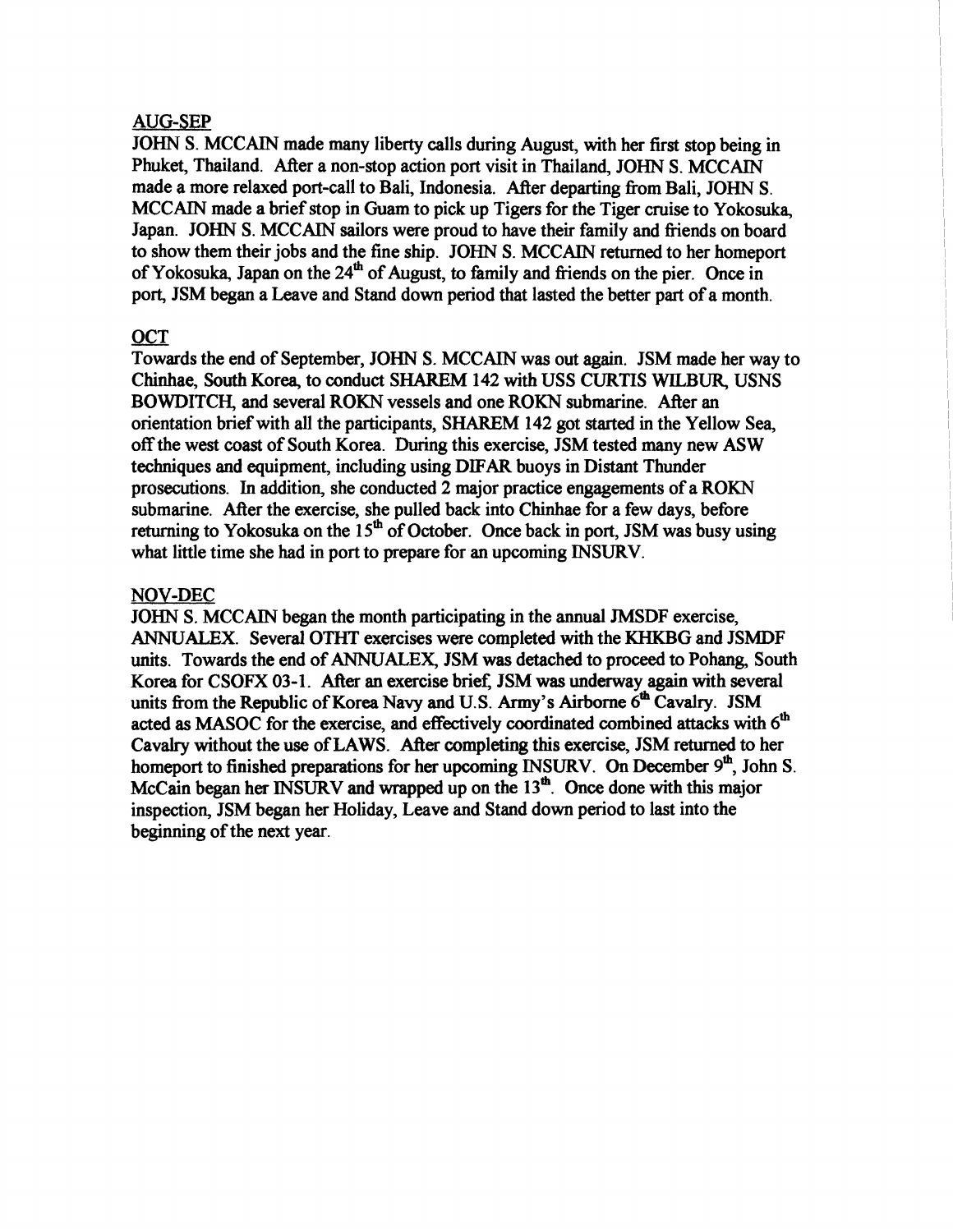<u>AUG-SEP</u>

JOHN S. MCCAIN made many liberty calls during August, with her first stop being in Phuket, Thailand. After a non-stop action port visit in Thailand, JOHN S. MCCAIN made a more relaxed port-call to Bali, Indonesia. After departing from Bali, JOHN S. MCCAIN made a brief stop in Guam to pick up Tigers for the Tiger cruise to Yokosuka, Japan. JOHN S. MCCAIN sailors were proud to have their family and friends on board to show them their jobs and the fine ship. JOHN S. MCCAIN returned to her homeport of Yokosuka, Japan on the 24th of August, to family and friends on the pier. Once in port, JSM began a Leave and Stand down period that lasted the better part of a month.

<u>OCT</u>

Towards the end of September, JOHN S. MCCAIN was out again. JSM made her way to Chinhae, South Korea, to conduct SHAREM 142 with USS CURTIS WILBUR, USNS BOWDITCH, and several ROKN vessels and one ROKN submarine. After an orientation brief with all the participants, SHAREM 142 got started in the Yellow Sea, off the west coast of South Korea. During this exercise, JSM tested many new ASW techniques and equipment, including using DIFAR buoys in Distant Thunder prosecutions. In addition, she conducted 2 major practice engagements of a ROKN submarine. After the exercise, she pulled back into Chinhae for a few days, before returning to Yokosuka on the 15th of October. Once back in port, JSM was busy using what little time she had in port to prepare for an upcoming INSURV.

<u>NOV-DEC</u>

JOHN S. MCCAIN began the month participating in the annual JMSDF exercise, ANNUALEX. Several OTHT exercises were completed with the KHKBG and JSMDF units. Towards the end of ANNUALEX, JSM was detached to proceed to Pohang, South Korea for CSOFX 03-1. After an exercise brief, JSM was underway again with several units from the Republic of Korea Navy and U.S. Army's Airborne 6th Cavalry. JSM acted as MASOC for the exercise, and effectively coordinated combined attacks with 6th Cavalry without the use of LAWS. After completing this exercise, JSM returned to her homeport to finished preparations for her upcoming INSURV. On December 9th, John S. McCain began her INSURV and wrapped up on the 13th. Once done with this major inspection, JSM began her Holiday, Leave and Stand down period to last into the beginning of the next year.